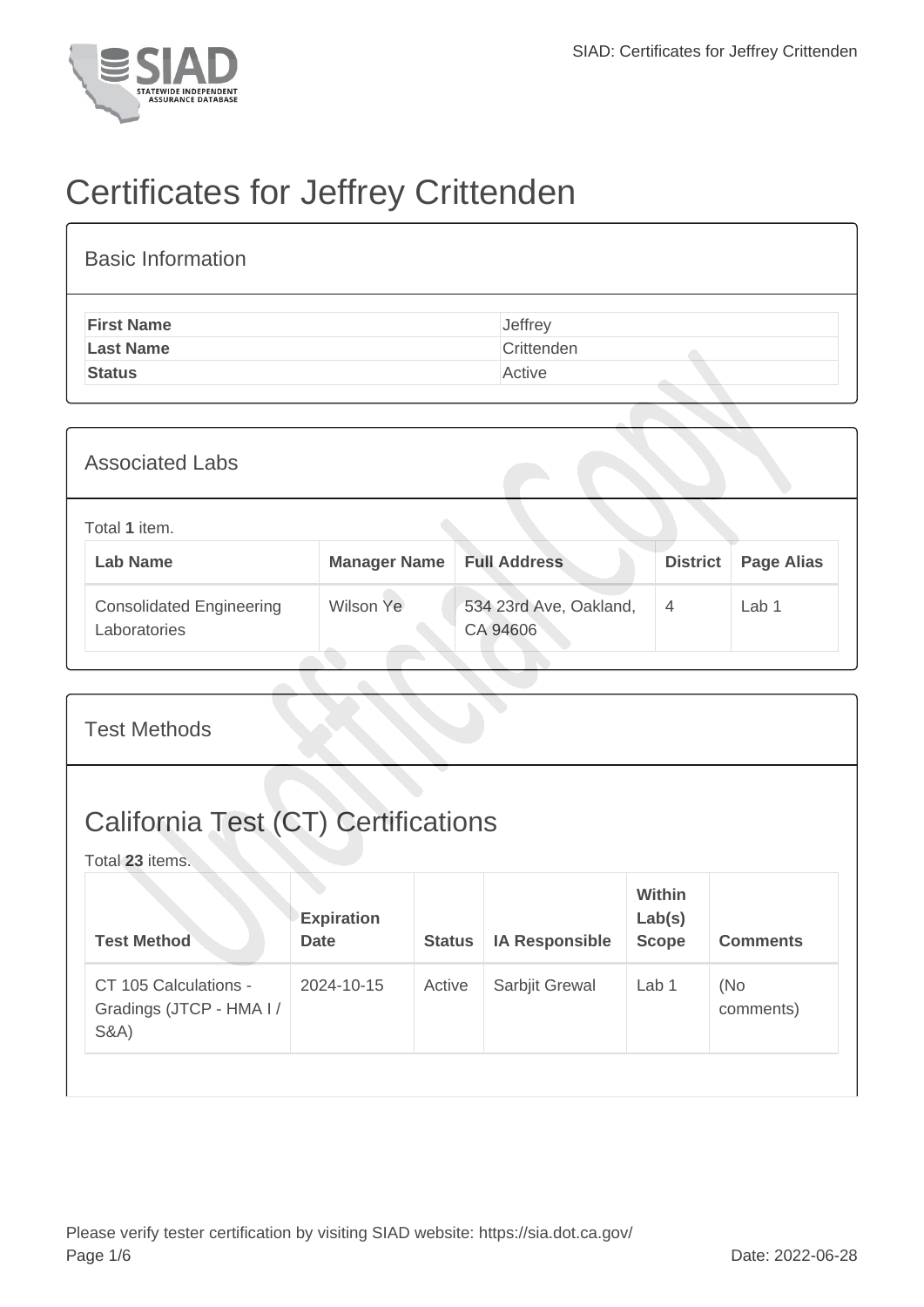# Certificates for Jeffrey Crittenden

## Basic Information

| | |
|---|---|
| **First Name** | Jeffrey |
| **Last Name** | Crittenden |
| **Status** | Active |

## Associated Labs

Total **1** item.

| Lab Name | Manager Name | Full Address | District | Page Alias |
|---|---|---|---|---|
| Consolidated Engineering Laboratories | Wilson Ye | 534 23rd Ave, Oakland, CA 94606 | 4 | Lab 1 |

## Test Methods

## California Test (CT) Certifications

Total **23** items.

| Test Method | Expiration Date | Status | IA Responsible | Within Lab(s) Scope | Comments |
|---|---|---|---|---|---|
| CT 105 Calculations - Gradings (JTCP - HMA I / S&A) | 2024-10-15 | Active | Sarbjit Grewal | Lab 1 | (No comments) |

Please verify tester certification by visiting SIAD website: https://sia.dot.ca.gov/

Date: 2022-06-28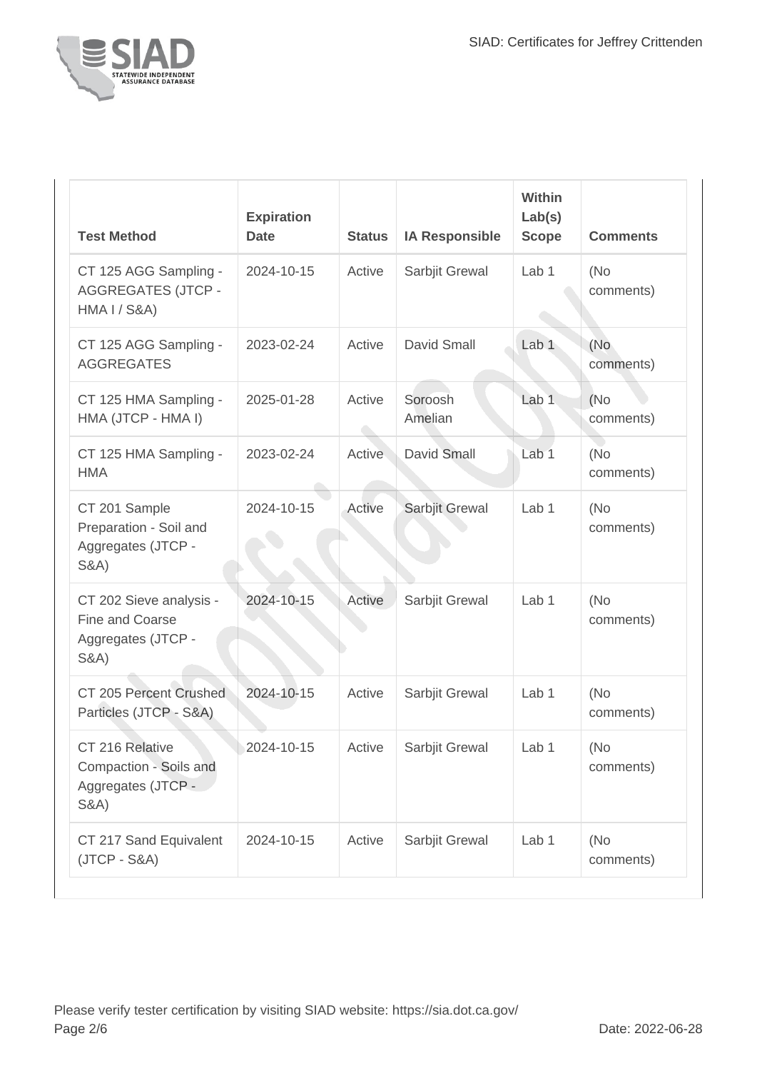| Test Method | Expiration Date | Status | IA Responsible | Within Lab(s) Scope | Comments |
| --- | --- | --- | --- | --- | --- |
| CT 125 AGG Sampling - AGGREGATES (JTCP - HMA I / S&A) | 2024-10-15 | Active | Sarbjit Grewal | Lab 1 | (No comments) |
| CT 125 AGG Sampling - AGGREGATES | 2023-02-24 | Active | David Small | Lab 1 | (No comments) |
| CT 125 HMA Sampling - HMA (JTCP - HMA I) | 2025-01-28 | Active | Soroosh Amelian | Lab 1 | (No comments) |
| CT 125 HMA Sampling - HMA | 2023-02-24 | Active | David Small | Lab 1 | (No comments) |
| CT 201 Sample Preparation - Soil and Aggregates (JTCP - S&A) | 2024-10-15 | Active | Sarbjit Grewal | Lab 1 | (No comments) |
| CT 202 Sieve analysis - Fine and Coarse Aggregates (JTCP - S&A) | 2024-10-15 | Active | Sarbjit Grewal | Lab 1 | (No comments) |
| CT 205 Percent Crushed Particles (JTCP - S&A) | 2024-10-15 | Active | Sarbjit Grewal | Lab 1 | (No comments) |
| CT 216 Relative Compaction - Soils and Aggregates (JTCP - S&A) | 2024-10-15 | Active | Sarbjit Grewal | Lab 1 | (No comments) |
| CT 217 Sand Equivalent (JTCP - S&A) | 2024-10-15 | Active | Sarbjit Grewal | Lab 1 | (No comments) |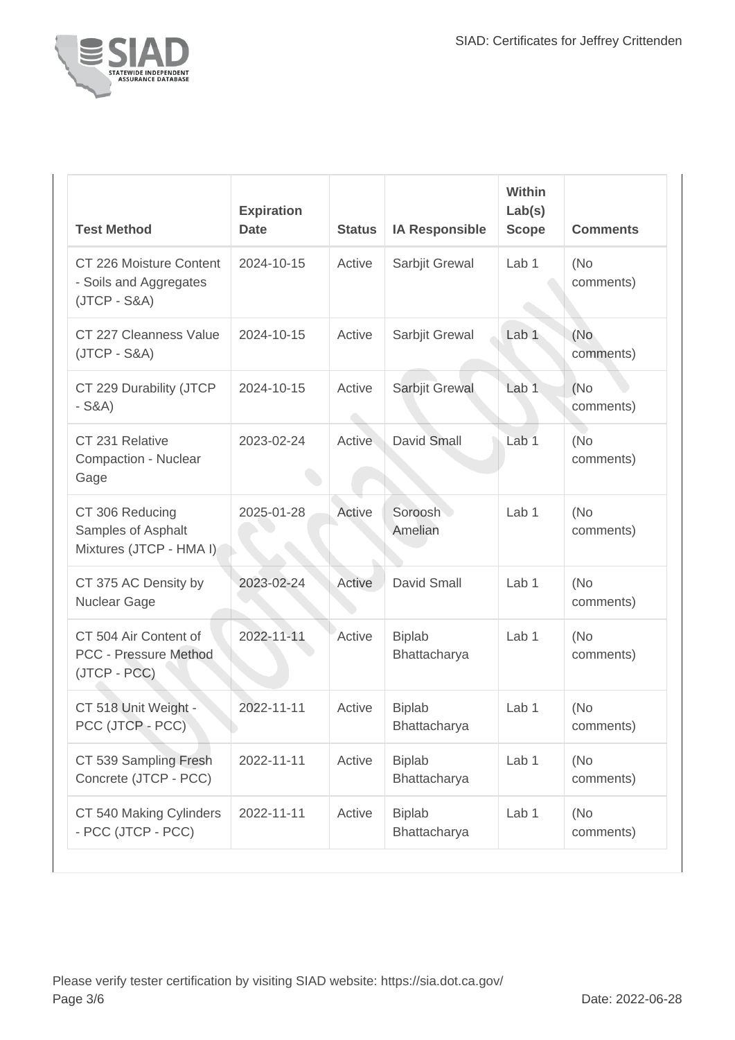| Test Method | Expiration Date | Status | IA Responsible | Within Lab(s) Scope | Comments |
| --- | --- | --- | --- | --- | --- |
| CT 226 Moisture Content - Soils and Aggregates (JTCP - S&A) | 2024-10-15 | Active | Sarbjit Grewal | Lab 1 | (No comments) |
| CT 227 Cleanness Value (JTCP - S&A) | 2024-10-15 | Active | Sarbjit Grewal | Lab 1 | (No comments) |
| CT 229 Durability (JTCP - S&A) | 2024-10-15 | Active | Sarbjit Grewal | Lab 1 | (No comments) |
| CT 231 Relative Compaction - Nuclear Gage | 2023-02-24 | Active | David Small | Lab 1 | (No comments) |
| CT 306 Reducing Samples of Asphalt Mixtures (JTCP - HMA I) | 2025-01-28 | Active | Soroosh Amelian | Lab 1 | (No comments) |
| CT 375 AC Density by Nuclear Gage | 2023-02-24 | Active | David Small | Lab 1 | (No comments) |
| CT 504 Air Content of PCC - Pressure Method (JTCP - PCC) | 2022-11-11 | Active | Biplab Bhattacharya | Lab 1 | (No comments) |
| CT 518 Unit Weight - PCC (JTCP - PCC) | 2022-11-11 | Active | Biplab Bhattacharya | Lab 1 | (No comments) |
| CT 539 Sampling Fresh Concrete (JTCP - PCC) | 2022-11-11 | Active | Biplab Bhattacharya | Lab 1 | (No comments) |
| CT 540 Making Cylinders - PCC (JTCP - PCC) | 2022-11-11 | Active | Biplab Bhattacharya | Lab 1 | (No comments) |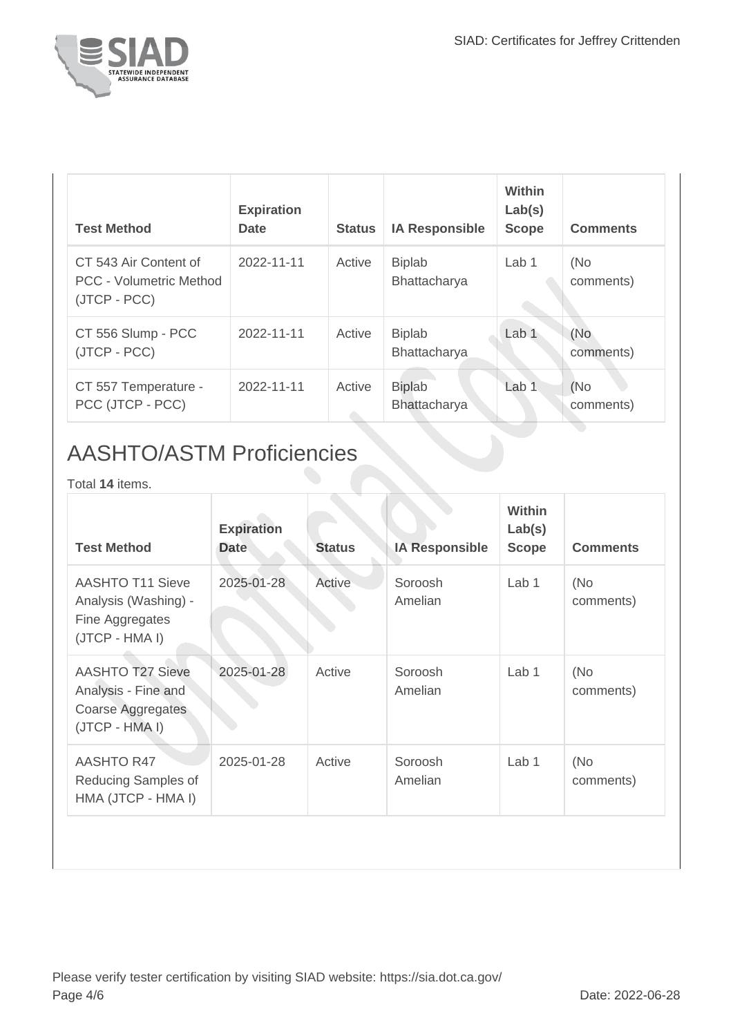| Test Method | Expiration Date | Status | IA Responsible | Within Lab(s) Scope | Comments |
|---|---|---|---|---|---|
| CT 543 Air Content of PCC - Volumetric Method (JTCP - PCC) | 2022-11-11 | Active | Biplab Bhattacharya | Lab 1 | (No comments) |
| CT 556 Slump - PCC (JTCP - PCC) | 2022-11-11 | Active | Biplab Bhattacharya | Lab 1 | (No comments) |
| CT 557 Temperature - PCC (JTCP - PCC) | 2022-11-11 | Active | Biplab Bhattacharya | Lab 1 | (No comments) |

## AASHTO/ASTM Proficiencies

Total **14** items.

| Test Method | Expiration Date | Status | IA Responsible | Within Lab(s) Scope | Comments |
|---|---|---|---|---|---|
| AASHTO T11 Sieve Analysis (Washing) - Fine Aggregates (JTCP - HMA I) | 2025-01-28 | Active | Soroosh Amelian | Lab 1 | (No comments) |
| AASHTO T27 Sieve Analysis - Fine and Coarse Aggregates (JTCP - HMA I) | 2025-01-28 | Active | Soroosh Amelian | Lab 1 | (No comments) |
| AASHTO R47 Reducing Samples of HMA (JTCP - HMA I) | 2025-01-28 | Active | Soroosh Amelian | Lab 1 | (No comments) |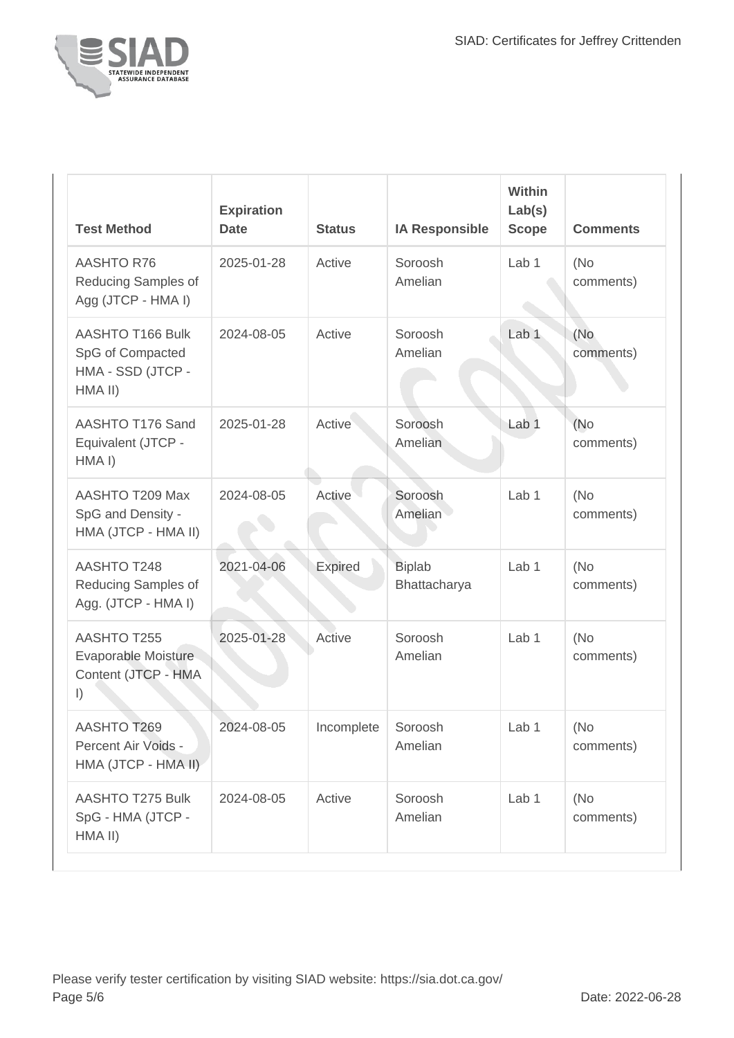| Test Method | Expiration Date | Status | IA Responsible | Within Lab(s) Scope | Comments |
| --- | --- | --- | --- | --- | --- |
| AASHTO R76 Reducing Samples of Agg (JTCP - HMA I) | 2025-01-28 | Active | Soroosh Amelian | Lab 1 | (No comments) |
| AASHTO T166 Bulk SpG of Compacted HMA - SSD (JTCP - HMA II) | 2024-08-05 | Active | Soroosh Amelian | Lab 1 | (No comments) |
| AASHTO T176 Sand Equivalent (JTCP - HMA I) | 2025-01-28 | Active | Soroosh Amelian | Lab 1 | (No comments) |
| AASHTO T209 Max SpG and Density - HMA (JTCP - HMA II) | 2024-08-05 | Active | Soroosh Amelian | Lab 1 | (No comments) |
| AASHTO T248 Reducing Samples of Agg. (JTCP - HMA I) | 2021-04-06 | Expired | Biplab Bhattacharya | Lab 1 | (No comments) |
| AASHTO T255 Evaporable Moisture Content (JTCP - HMA I) | 2025-01-28 | Active | Soroosh Amelian | Lab 1 | (No comments) |
| AASHTO T269 Percent Air Voids - HMA (JTCP - HMA II) | 2024-08-05 | Incomplete | Soroosh Amelian | Lab 1 | (No comments) |
| AASHTO T275 Bulk SpG - HMA (JTCP - HMA II) | 2024-08-05 | Active | Soroosh Amelian | Lab 1 | (No comments) |

Please verify tester certification by visiting SIAD website: https://sia.dot.ca.gov/

Date: 2022-06-28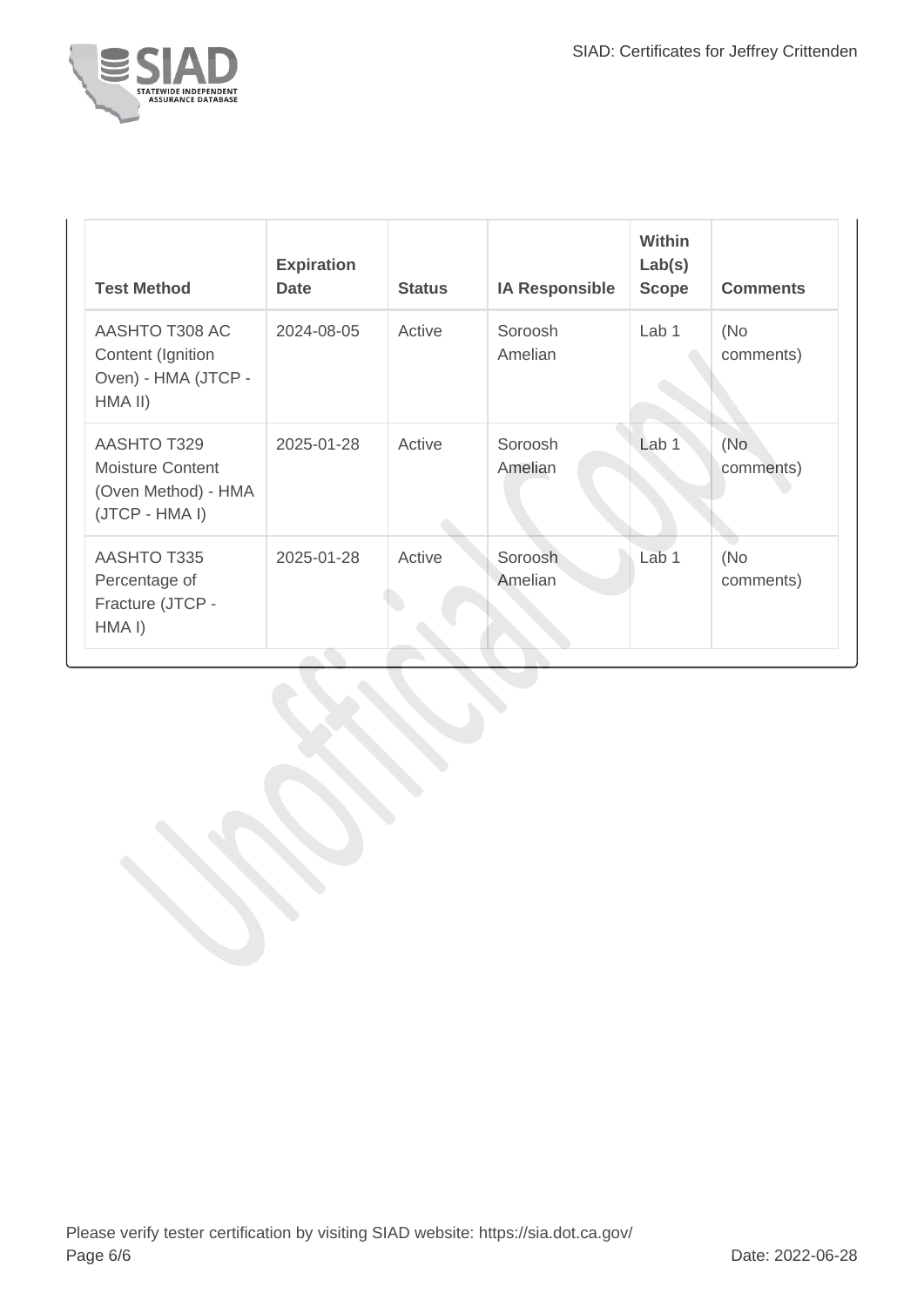| Test Method | Expiration Date | Status | IA Responsible | Within Lab(s) Scope | Comments |
|---|---|---|---|---|---|
| AASHTO T308 AC Content (Ignition Oven) - HMA (JTCP - HMA II) | 2024-08-05 | Active | Soroosh Amelian | Lab 1 | (No comments) |
| AASHTO T329 Moisture Content (Oven Method) - HMA (JTCP - HMA I) | 2025-01-28 | Active | Soroosh Amelian | Lab 1 | (No comments) |
| AASHTO T335 Percentage of Fracture (JTCP - HMA I) | 2025-01-28 | Active | Soroosh Amelian | Lab 1 | (No comments) |

Please verify tester certification by visiting SIAD website: https://sia.dot.ca.gov/

Date: 2022-06-28